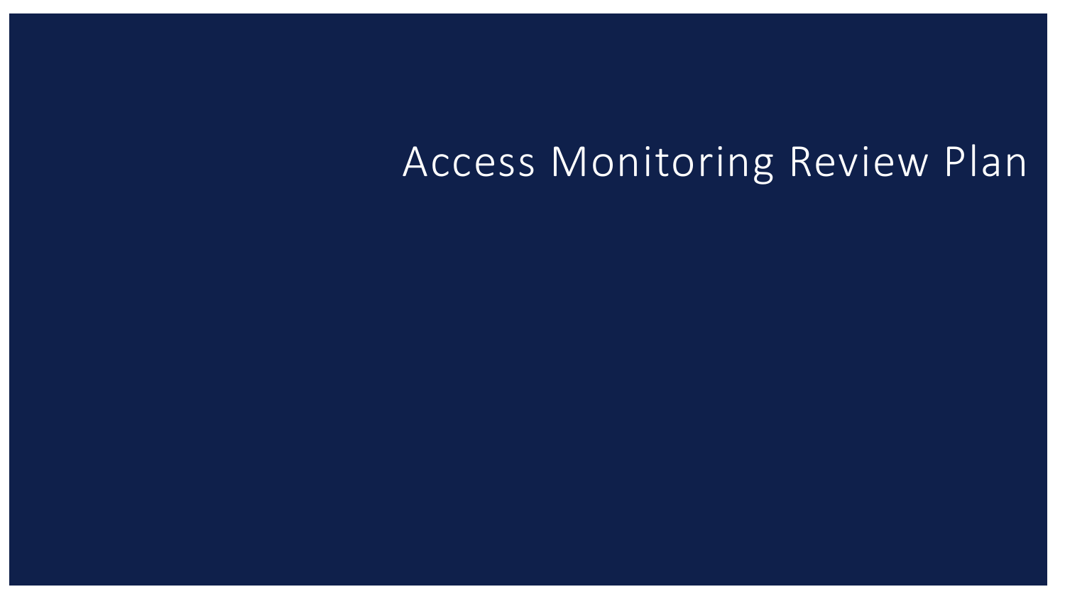# Access Monitoring Review Plan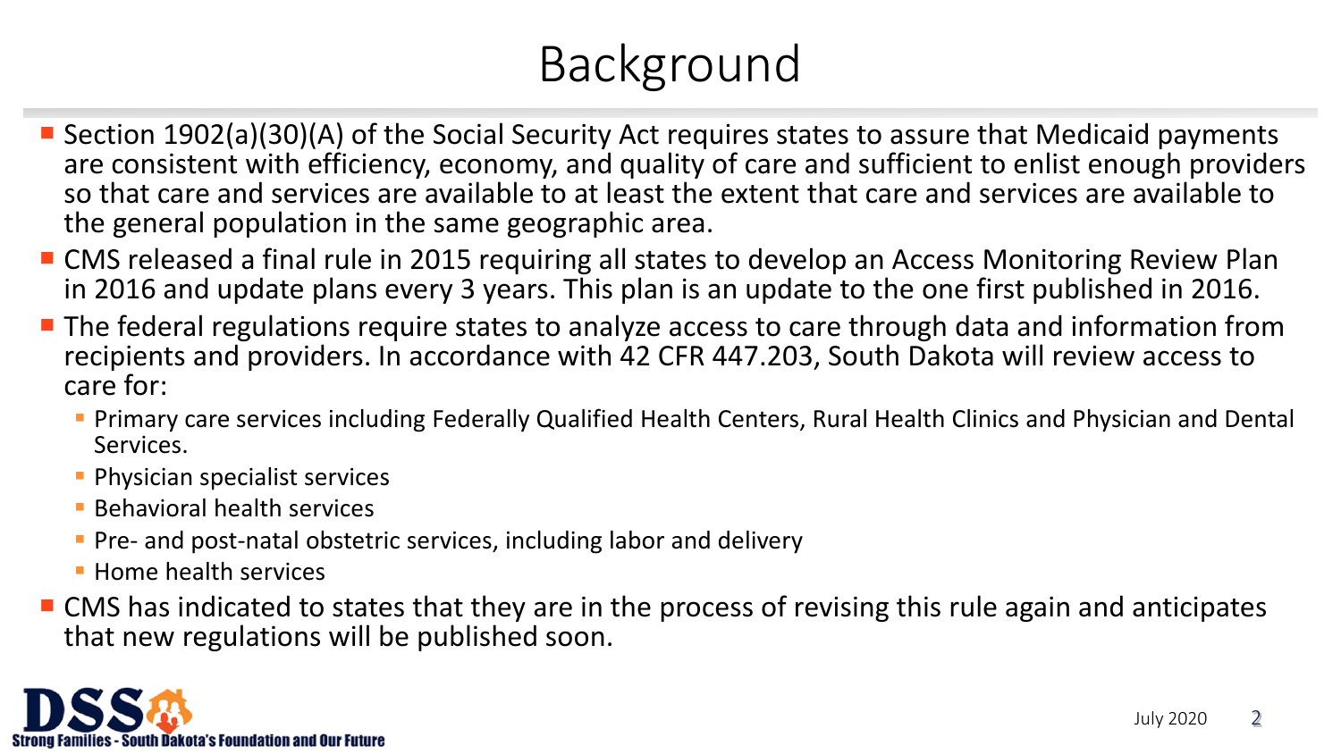# Background

- Section 1902(a)(30)(A) of the Social Security Act requires states to assure that Medicaid payments are consistent with efficiency, economy, and quality of care and sufficient to enlist enough providers so that care and services are available to at least the extent that care and services are available to the general population in the same geographic area.
- CMS released a final rule in 2015 requiring all states to develop an Access Monitoring Review Plan in 2016 and update plans every 3 years. This plan is an update to the one first published in 2016.
- The federal regulations require states to analyze access to care through data and information from recipients and providers. In accordance with 42 CFR 447.203, South Dakota will review access to care for:
  - Primary care services including Federally Qualified Health Centers, Rural Health Clinics and Physician and Dental Services.
  - Physician specialist services
  - Behavioral health services
  - Pre- and post-natal obstetric services, including labor and delivery
  - Home health services
- CMS has indicated to states that they are in the process of revising this rule again and anticipates that new regulations will be published soon.

DSS Strong Families - South Dakota's Foundation and Our Future

July 2020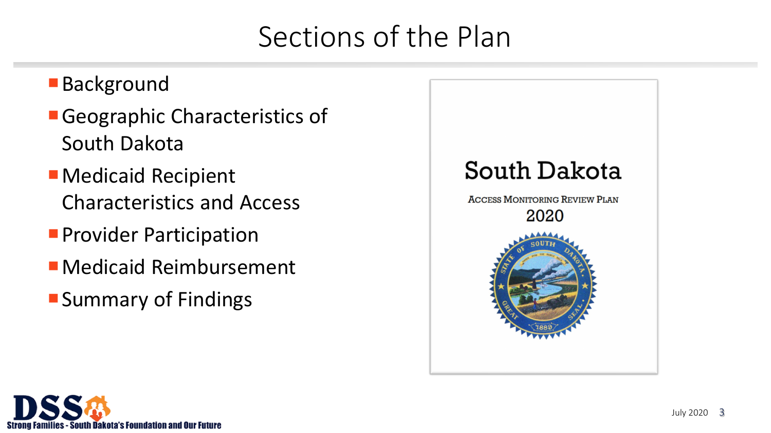# Sections of the Plan

- Background
- Geographic Characteristics of South Dakota
- Medicaid Recipient Characteristics and Access
- Provider Participation
- Medicaid Reimbursement
- Summary of Findings

South Dakota

ACCESS MONITORING REVIEW PLAN

2020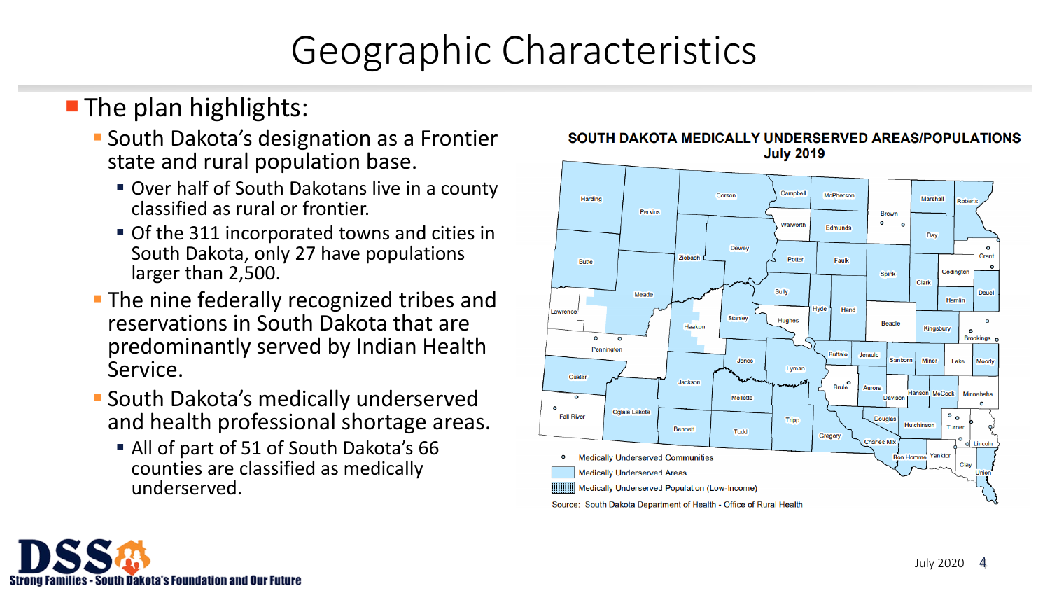# Geographic Characteristics

- The plan highlights:
  - South Dakota's designation as a Frontier state and rural population base.
    - Over half of South Dakotans live in a county classified as rural or frontier.
    - Of the 311 incorporated towns and cities in South Dakota, only 27 have populations larger than 2,500.
  - The nine federally recognized tribes and reservations in South Dakota that are predominantly served by Indian Health Service.
  - South Dakota's medically underserved and health professional shortage areas.
    - All of part of 51 of South Dakota's 66 counties are classified as medically underserved.

**SOUTH DAKOTA MEDICALLY UNDERSERVED AREAS/POPULATIONS**
**July 2019**

- ○ Medically Underserved Communities
- Medically Underserved Areas
- Medically Underserved Population (Low-Income)

Source: South Dakota Department of Health - Office of Rural Health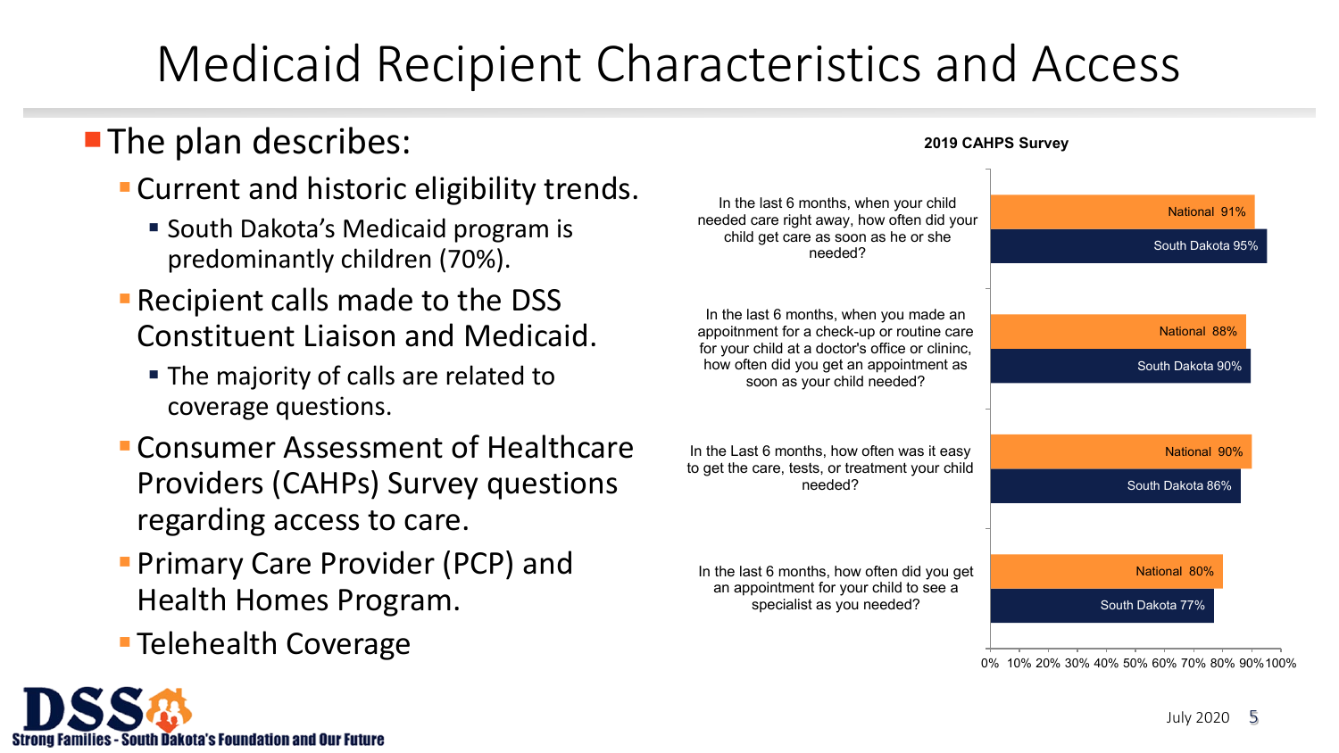# Medicaid Recipient Characteristics and Access

- The plan describes:
  - Current and historic eligibility trends.
    - South Dakota's Medicaid program is predominantly children (70%).
  - Recipient calls made to the DSS Constituent Liaison and Medicaid.
    - The majority of calls are related to coverage questions.
  - Consumer Assessment of Healthcare Providers (CAHPs) Survey questions regarding access to care.
  - Primary Care Provider (PCP) and Health Homes Program.
  - Telehealth Coverage

**2019 CAHPS Survey**

| Question | National | South Dakota |
|---|---|---|
| In the last 6 months, when your child needed care right away, how often did your child get care as soon as he or she needed? | 91% | 95% |
| In the last 6 months, when you made an appointment for a check-up or routine care for your child at a doctor's office or clininc, how often did you get an appointment as soon as your child needed? | 88% | 90% |
| In the Last 6 months, how often was it easy to get the care, tests, or treatment your child needed? | 90% | 86% |
| In the last 6 months, how often did you get an appointment for your child to see a specialist as you needed? | 80% | 77% |

DSS Strong Families - South Dakota's Foundation and Our Future

July 2020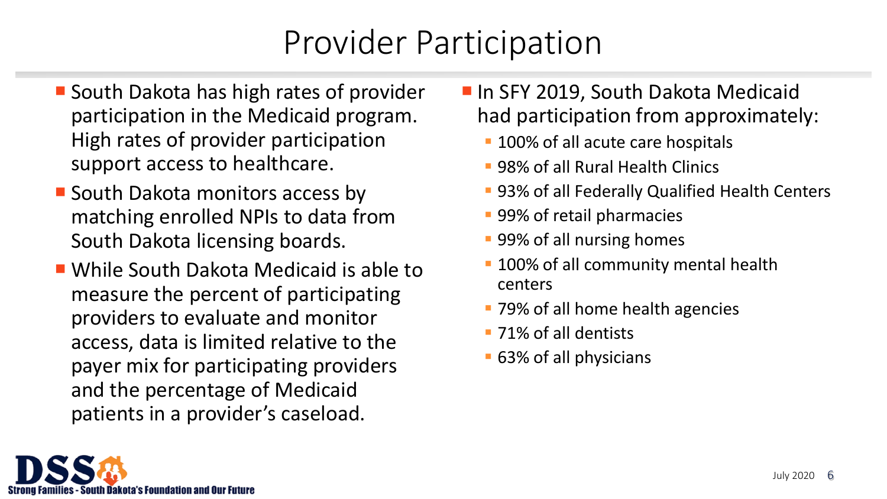# Provider Participation

- South Dakota has high rates of provider participation in the Medicaid program. High rates of provider participation support access to healthcare.
- South Dakota monitors access by matching enrolled NPIs to data from South Dakota licensing boards.
- While South Dakota Medicaid is able to measure the percent of participating providers to evaluate and monitor access, data is limited relative to the payer mix for participating providers and the percentage of Medicaid patients in a provider's caseload.
- In SFY 2019, South Dakota Medicaid had participation from approximately:
  - 100% of all acute care hospitals
  - 98% of all Rural Health Clinics
  - 93% of all Federally Qualified Health Centers
  - 99% of retail pharmacies
  - 99% of all nursing homes
  - 100% of all community mental health centers
  - 79% of all home health agencies
  - 71% of all dentists
  - 63% of all physicians

DSS Strong Families - South Dakota's Foundation and Our Future

July 2020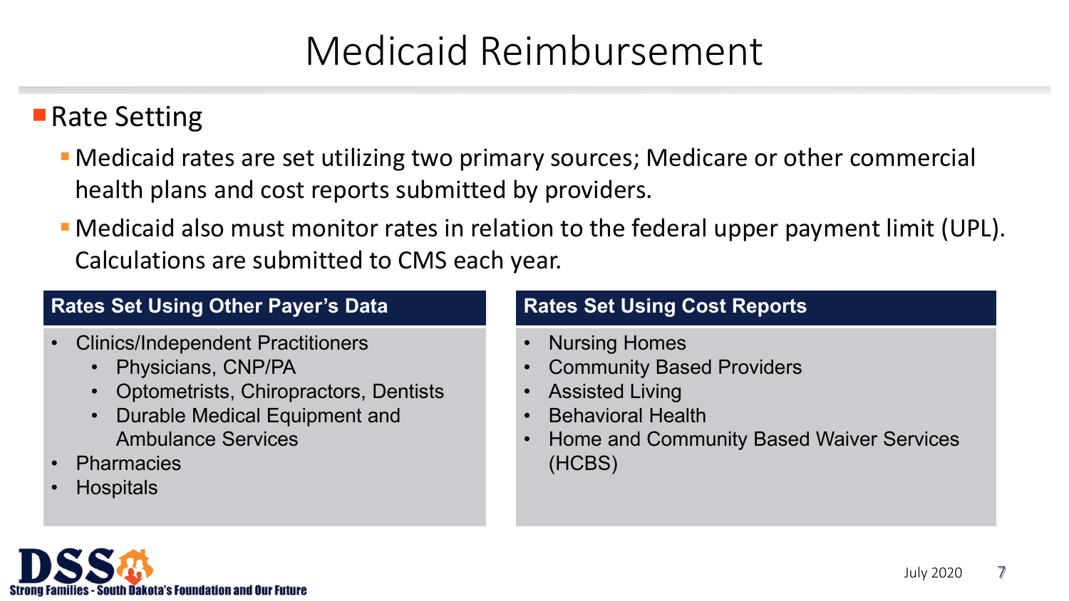# Medicaid Reimbursement

- **Rate Setting**
  - Medicaid rates are set utilizing two primary sources; Medicare or other commercial health plans and cost reports submitted by providers.
  - Medicaid also must monitor rates in relation to the federal upper payment limit (UPL). Calculations are submitted to CMS each year.

### Rates Set Using Other Payer's Data

- Clinics/Independent Practitioners
  - Physicians, CNP/PA
  - Optometrists, Chiropractors, Dentists
  - Durable Medical Equipment and Ambulance Services
- Pharmacies
- Hospitals

### Rates Set Using Cost Reports

- Nursing Homes
- Community Based Providers
- Assisted Living
- Behavioral Health
- Home and Community Based Waiver Services (HCBS)

DSS Strong Families - South Dakota's Foundation and Our Future

July 2020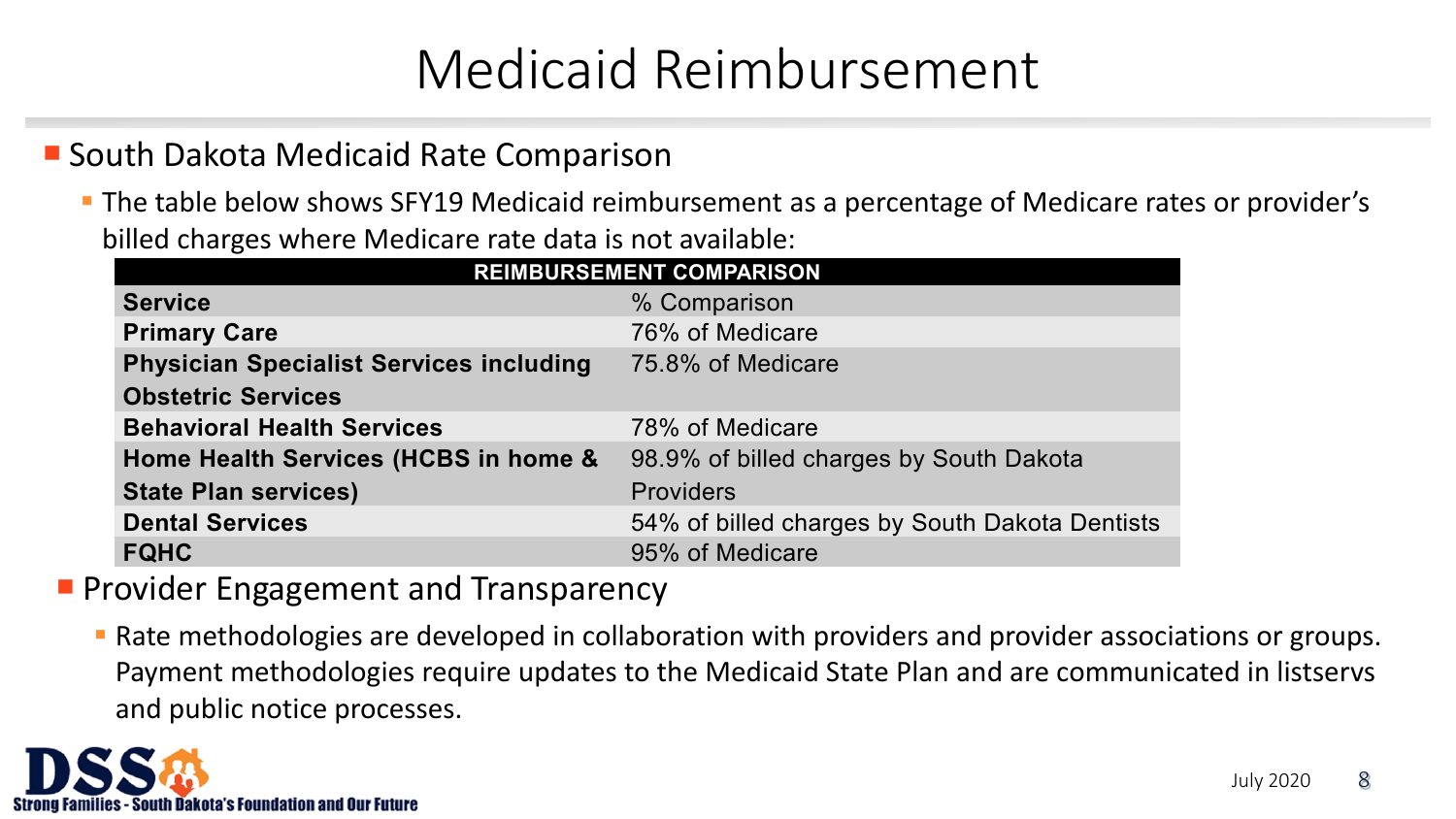# Medicaid Reimbursement

- South Dakota Medicaid Rate Comparison
  - The table below shows SFY19 Medicaid reimbursement as a percentage of Medicare rates or provider's billed charges where Medicare rate data is not available:

| REIMBURSEMENT COMPARISON | |
|---|---|
| **Service** | % Comparison |
| **Primary Care** | 76% of Medicare |
| **Physician Specialist Services including Obstetric Services** | 75.8% of Medicare |
| **Behavioral Health Services** | 78% of Medicare |
| **Home Health Services (HCBS in home & State Plan services)** | 98.9% of billed charges by South Dakota Providers |
| **Dental Services** | 54% of billed charges by South Dakota Dentists |
| **FQHC** | 95% of Medicare |

- Provider Engagement and Transparency
  - Rate methodologies are developed in collaboration with providers and provider associations or groups. Payment methodologies require updates to the Medicaid State Plan and are communicated in listservs and public notice processes.

DSS Strong Families - South Dakota's Foundation and Our Future

July 2020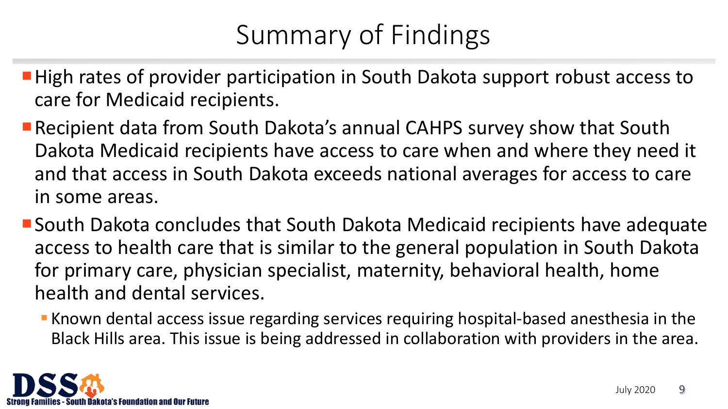# Summary of Findings

- High rates of provider participation in South Dakota support robust access to care for Medicaid recipients.
- Recipient data from South Dakota's annual CAHPS survey show that South Dakota Medicaid recipients have access to care when and where they need it and that access in South Dakota exceeds national averages for access to care in some areas.
- South Dakota concludes that South Dakota Medicaid recipients have adequate access to health care that is similar to the general population in South Dakota for primary care, physician specialist, maternity, behavioral health, home health and dental services.
  - Known dental access issue regarding services requiring hospital-based anesthesia in the Black Hills area. This issue is being addressed in collaboration with providers in the area.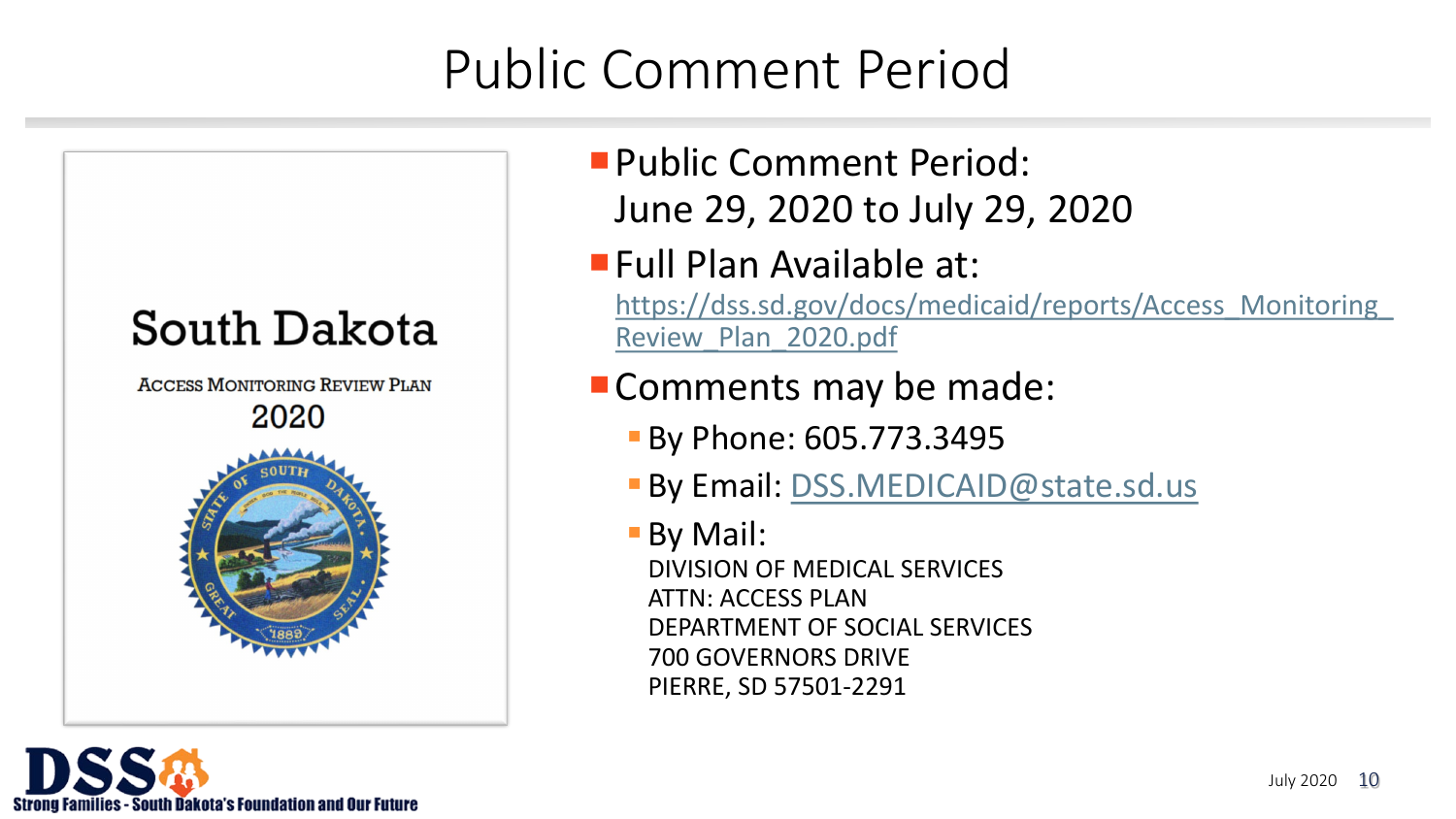# Public Comment Period

South Dakota

ACCESS MONITORING REVIEW PLAN

2020

- Public Comment Period: June 29, 2020 to July 29, 2020
- Full Plan Available at: https://dss.sd.gov/docs/medicaid/reports/Access_Monitoring_Review_Plan_2020.pdf
- Comments may be made:
  - By Phone: 605.773.3495
  - By Email: DSS.MEDICAID@state.sd.us
  - By Mail:
    DIVISION OF MEDICAL SERVICES
    ATTN: ACCESS PLAN
    DEPARTMENT OF SOCIAL SERVICES
    700 GOVERNORS DRIVE
    PIERRE, SD 57501-2291

DSS

Strong Families - South Dakota's Foundation and Our Future

July 2020